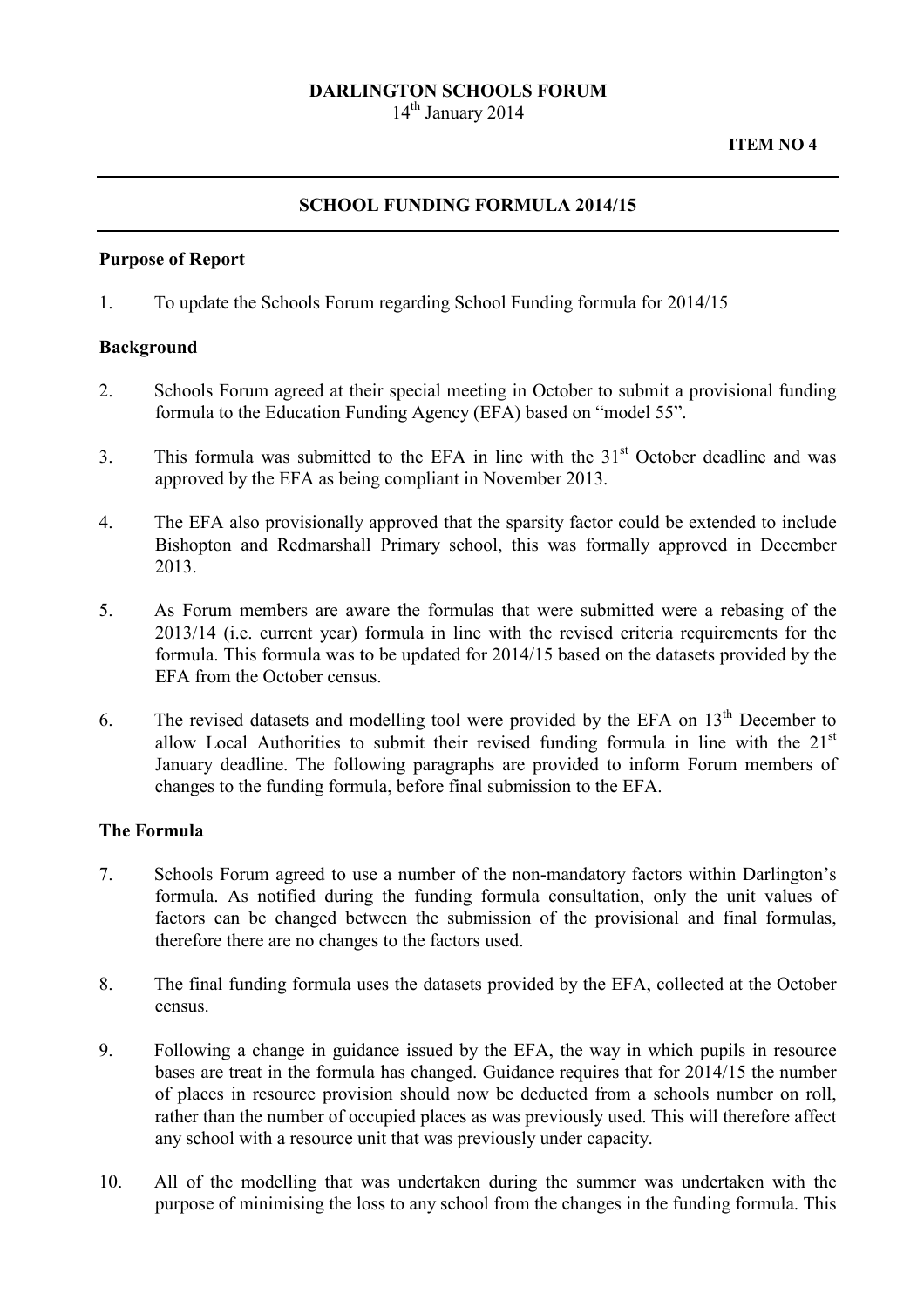**DARLINGTON SCHOOLS FORUM**
14th January 2014

**ITEM NO 4**

---

## SCHOOL FUNDING FORMULA 2014/15

---

**Purpose of Report**

1. To update the Schools Forum regarding School Funding formula for 2014/15

**Background**

2. Schools Forum agreed at their special meeting in October to submit a provisional funding formula to the Education Funding Agency (EFA) based on "model 55".

3. This formula was submitted to the EFA in line with the 31st October deadline and was approved by the EFA as being compliant in November 2013.

4. The EFA also provisionally approved that the sparsity factor could be extended to include Bishopton and Redmarshall Primary school, this was formally approved in December 2013.

5. As Forum members are aware the formulas that were submitted were a rebasing of the 2013/14 (i.e. current year) formula in line with the revised criteria requirements for the formula. This formula was to be updated for 2014/15 based on the datasets provided by the EFA from the October census.

6. The revised datasets and modelling tool were provided by the EFA on 13th December to allow Local Authorities to submit their revised funding formula in line with the 21st January deadline. The following paragraphs are provided to inform Forum members of changes to the funding formula, before final submission to the EFA.

**The Formula**

7. Schools Forum agreed to use a number of the non-mandatory factors within Darlington's formula. As notified during the funding formula consultation, only the unit values of factors can be changed between the submission of the provisional and final formulas, therefore there are no changes to the factors used.

8. The final funding formula uses the datasets provided by the EFA, collected at the October census.

9. Following a change in guidance issued by the EFA, the way in which pupils in resource bases are treat in the formula has changed. Guidance requires that for 2014/15 the number of places in resource provision should now be deducted from a schools number on roll, rather than the number of occupied places as was previously used. This will therefore affect any school with a resource unit that was previously under capacity.

10. All of the modelling that was undertaken during the summer was undertaken with the purpose of minimising the loss to any school from the changes in the funding formula. This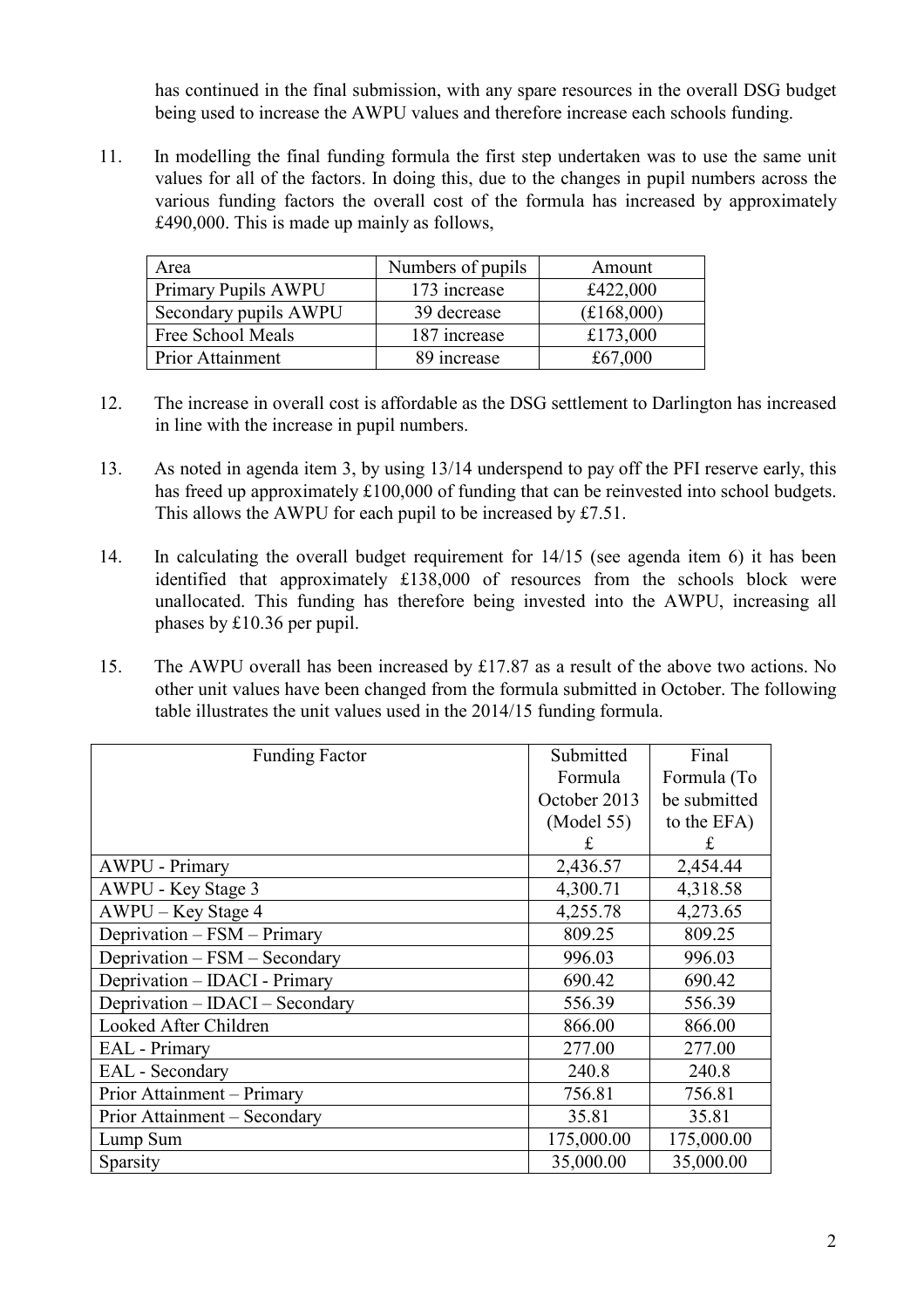has continued in the final submission, with any spare resources in the overall DSG budget being used to increase the AWPU values and therefore increase each schools funding.

11. In modelling the final funding formula the first step undertaken was to use the same unit values for all of the factors. In doing this, due to the changes in pupil numbers across the various funding factors the overall cost of the formula has increased by approximately £490,000. This is made up mainly as follows,

| Area | Numbers of pupils | Amount |
|---|---|---|
| Primary Pupils AWPU | 173 increase | £422,000 |
| Secondary pupils AWPU | 39 decrease | (£168,000) |
| Free School Meals | 187 increase | £173,000 |
| Prior Attainment | 89 increase | £67,000 |

12. The increase in overall cost is affordable as the DSG settlement to Darlington has increased in line with the increase in pupil numbers.

13. As noted in agenda item 3, by using 13/14 underspend to pay off the PFI reserve early, this has freed up approximately £100,000 of funding that can be reinvested into school budgets. This allows the AWPU for each pupil to be increased by £7.51.

14. In calculating the overall budget requirement for 14/15 (see agenda item 6) it has been identified that approximately £138,000 of resources from the schools block were unallocated. This funding has therefore being invested into the AWPU, increasing all phases by £10.36 per pupil.

15. The AWPU overall has been increased by £17.87 as a result of the above two actions. No other unit values have been changed from the formula submitted in October. The following table illustrates the unit values used in the 2014/15 funding formula.

| Funding Factor | Submitted Formula October 2013 (Model 55) £ | Final Formula (To be submitted to the EFA) £ |
|---|---|---|
| AWPU - Primary | 2,436.57 | 2,454.44 |
| AWPU - Key Stage 3 | 4,300.71 | 4,318.58 |
| AWPU – Key Stage 4 | 4,255.78 | 4,273.65 |
| Deprivation – FSM – Primary | 809.25 | 809.25 |
| Deprivation – FSM – Secondary | 996.03 | 996.03 |
| Deprivation – IDACI - Primary | 690.42 | 690.42 |
| Deprivation – IDACI – Secondary | 556.39 | 556.39 |
| Looked After Children | 866.00 | 866.00 |
| EAL - Primary | 277.00 | 277.00 |
| EAL - Secondary | 240.8 | 240.8 |
| Prior Attainment – Primary | 756.81 | 756.81 |
| Prior Attainment – Secondary | 35.81 | 35.81 |
| Lump Sum | 175,000.00 | 175,000.00 |
| Sparsity | 35,000.00 | 35,000.00 |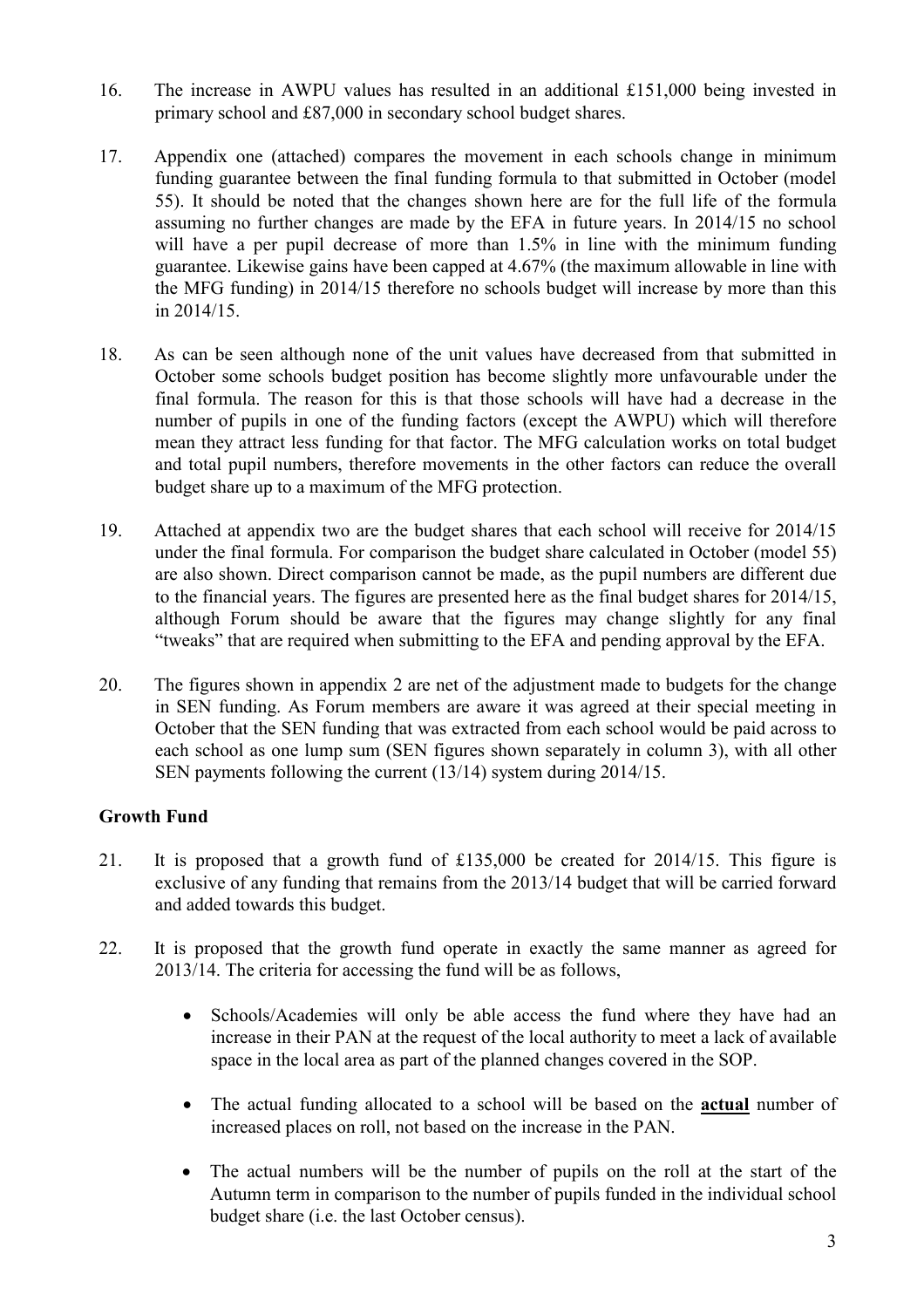16. The increase in AWPU values has resulted in an additional £151,000 being invested in primary school and £87,000 in secondary school budget shares.

17. Appendix one (attached) compares the movement in each schools change in minimum funding guarantee between the final funding formula to that submitted in October (model 55). It should be noted that the changes shown here are for the full life of the formula assuming no further changes are made by the EFA in future years. In 2014/15 no school will have a per pupil decrease of more than 1.5% in line with the minimum funding guarantee. Likewise gains have been capped at 4.67% (the maximum allowable in line with the MFG funding) in 2014/15 therefore no schools budget will increase by more than this in 2014/15.

18. As can be seen although none of the unit values have decreased from that submitted in October some schools budget position has become slightly more unfavourable under the final formula. The reason for this is that those schools will have had a decrease in the number of pupils in one of the funding factors (except the AWPU) which will therefore mean they attract less funding for that factor. The MFG calculation works on total budget and total pupil numbers, therefore movements in the other factors can reduce the overall budget share up to a maximum of the MFG protection.

19. Attached at appendix two are the budget shares that each school will receive for 2014/15 under the final formula. For comparison the budget share calculated in October (model 55) are also shown. Direct comparison cannot be made, as the pupil numbers are different due to the financial years. The figures are presented here as the final budget shares for 2014/15, although Forum should be aware that the figures may change slightly for any final "tweaks" that are required when submitting to the EFA and pending approval by the EFA.

20. The figures shown in appendix 2 are net of the adjustment made to budgets for the change in SEN funding. As Forum members are aware it was agreed at their special meeting in October that the SEN funding that was extracted from each school would be paid across to each school as one lump sum (SEN figures shown separately in column 3), with all other SEN payments following the current (13/14) system during 2014/15.

**Growth Fund**

21. It is proposed that a growth fund of £135,000 be created for 2014/15. This figure is exclusive of any funding that remains from the 2013/14 budget that will be carried forward and added towards this budget.

22. It is proposed that the growth fund operate in exactly the same manner as agreed for 2013/14. The criteria for accessing the fund will be as follows,

    - Schools/Academies will only be able access the fund where they have had an increase in their PAN at the request of the local authority to meet a lack of available space in the local area as part of the planned changes covered in the SOP.

    - The actual funding allocated to a school will be based on the **actual** number of increased places on roll, not based on the increase in the PAN.

    - The actual numbers will be the number of pupils on the roll at the start of the Autumn term in comparison to the number of pupils funded in the individual school budget share (i.e. the last October census).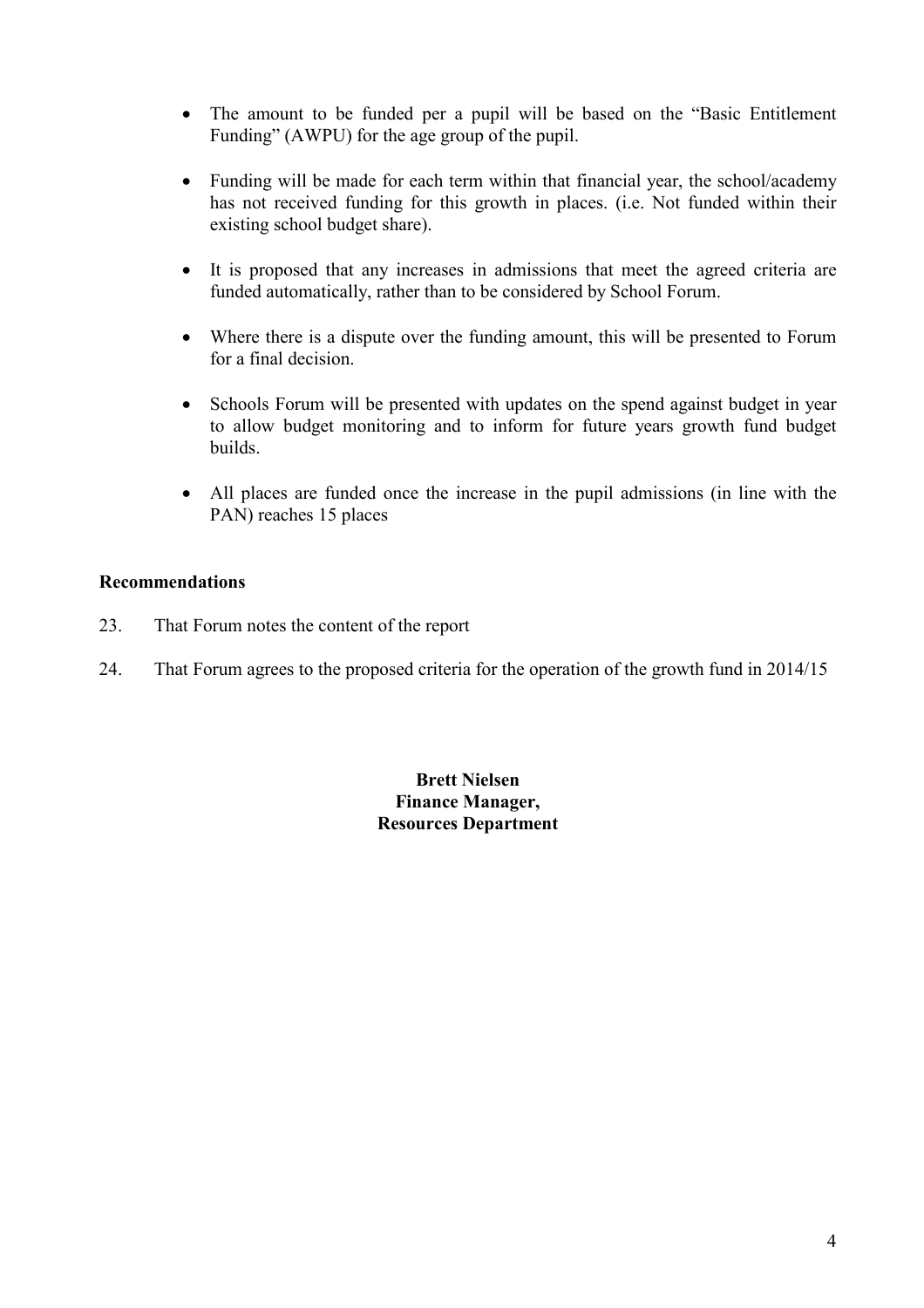- The amount to be funded per a pupil will be based on the "Basic Entitlement Funding" (AWPU) for the age group of the pupil.
- Funding will be made for each term within that financial year, the school/academy has not received funding for this growth in places. (i.e. Not funded within their existing school budget share).
- It is proposed that any increases in admissions that meet the agreed criteria are funded automatically, rather than to be considered by School Forum.
- Where there is a dispute over the funding amount, this will be presented to Forum for a final decision.
- Schools Forum will be presented with updates on the spend against budget in year to allow budget monitoring and to inform for future years growth fund budget builds.
- All places are funded once the increase in the pupil admissions (in line with the PAN) reaches 15 places

**Recommendations**

23. That Forum notes the content of the report

24. That Forum agrees to the proposed criteria for the operation of the growth fund in 2014/15

**Brett Nielsen**
**Finance Manager,**
**Resources Department**